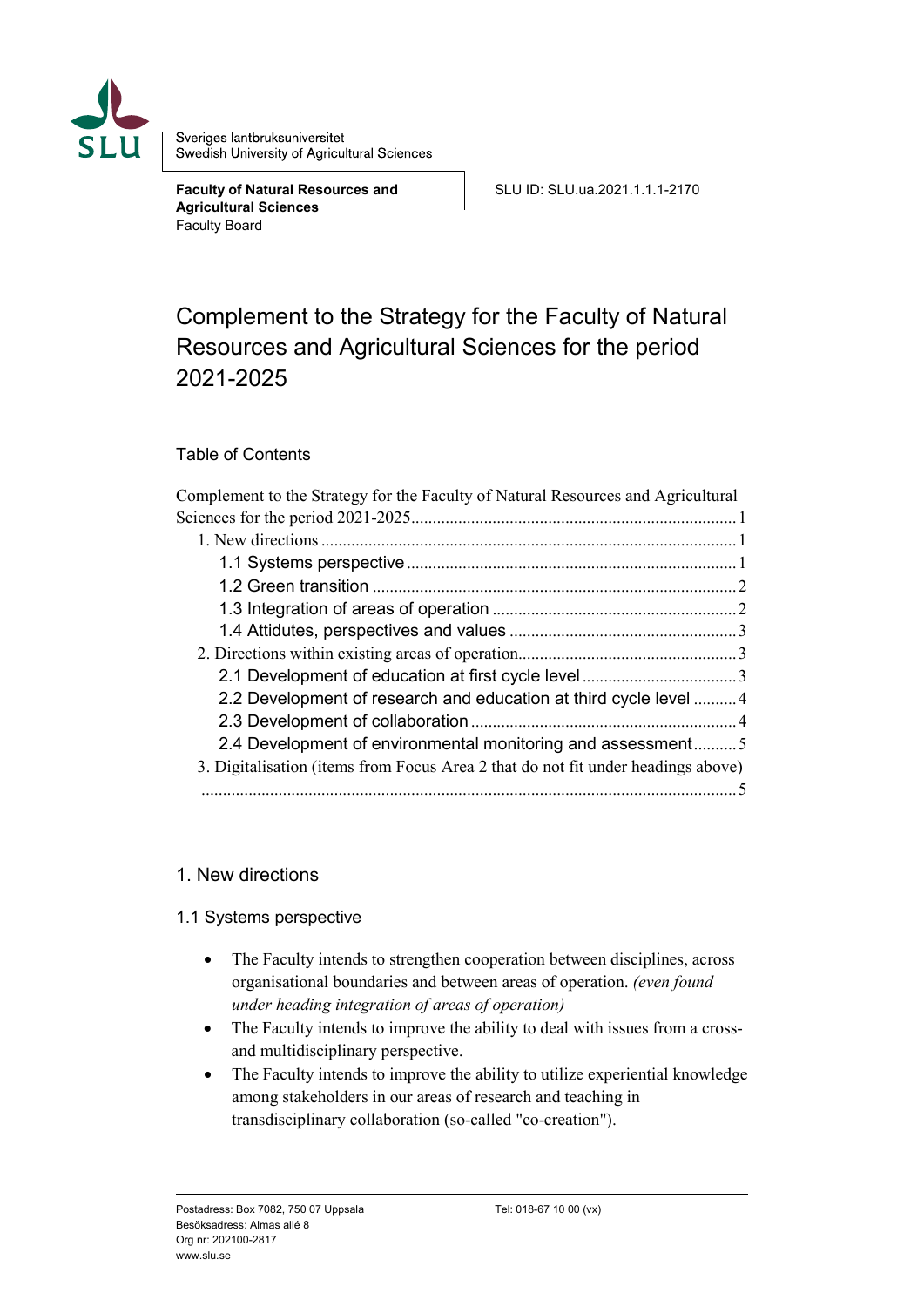Sveriges lantbruksuniversitet
Swedish University of Agricultural Sciences

**Faculty of Natural Resources and Agricultural Sciences**
Faculty Board

SLU ID: SLU.ua.2021.1.1.1-2170

# Complement to the Strategy for the Faculty of Natural Resources and Agricultural Sciences for the period 2021-2025

Table of Contents

Complement to the Strategy for the Faculty of Natural Resources and Agricultural Sciences for the period 2021-2025 ........ 1
- 1. New directions ........ 1
  - 1.1 Systems perspective ........ 1
  - 1.2 Green transition ........ 2
  - 1.3 Integration of areas of operation ........ 2
  - 1.4 Attitudes, perspectives and values ........ 3
- 2. Directions within existing areas of operation ........ 3
  - 2.1 Development of education at first cycle level ........ 3
  - 2.2 Development of research and education at third cycle level ........ 4
  - 2.3 Development of collaboration ........ 4
  - 2.4 Development of environmental monitoring and assessment ........ 5
- 3. Digitalisation (items from Focus Area 2 that do not fit under headings above) ........ 5

## 1. New directions

### 1.1 Systems perspective

- The Faculty intends to strengthen cooperation between disciplines, across organisational boundaries and between areas of operation. *(even found under heading integration of areas of operation)*
- The Faculty intends to improve the ability to deal with issues from a cross- and multidisciplinary perspective.
- The Faculty intends to improve the ability to utilize experiential knowledge among stakeholders in our areas of research and teaching in transdisciplinary collaboration (so-called "co-creation").

Postadress: Box 7082, 750 07 Uppsala
Besöksadress: Almas allé 8
Org nr: 202100-2817
www.slu.se

Tel: 018-67 10 00 (vx)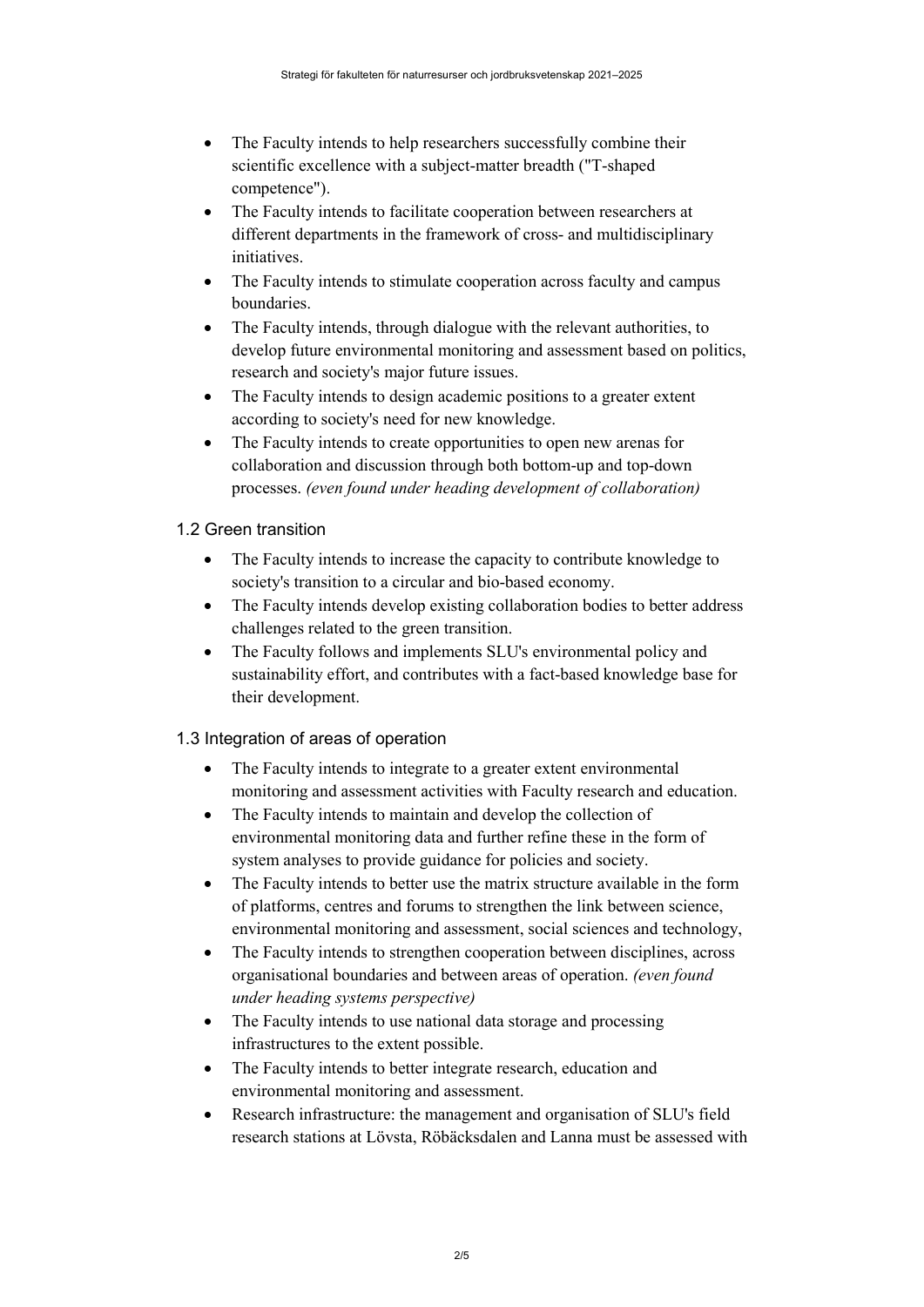- The Faculty intends to help researchers successfully combine their scientific excellence with a subject-matter breadth ("T-shaped competence").
- The Faculty intends to facilitate cooperation between researchers at different departments in the framework of cross- and multidisciplinary initiatives.
- The Faculty intends to stimulate cooperation across faculty and campus boundaries.
- The Faculty intends, through dialogue with the relevant authorities, to develop future environmental monitoring and assessment based on politics, research and society's major future issues.
- The Faculty intends to design academic positions to a greater extent according to society's need for new knowledge.
- The Faculty intends to create opportunities to open new arenas for collaboration and discussion through both bottom-up and top-down processes. *(even found under heading development of collaboration)*

### 1.2 Green transition

- The Faculty intends to increase the capacity to contribute knowledge to society's transition to a circular and bio-based economy.
- The Faculty intends develop existing collaboration bodies to better address challenges related to the green transition.
- The Faculty follows and implements SLU's environmental policy and sustainability effort, and contributes with a fact-based knowledge base for their development.

### 1.3 Integration of areas of operation

- The Faculty intends to integrate to a greater extent environmental monitoring and assessment activities with Faculty research and education.
- The Faculty intends to maintain and develop the collection of environmental monitoring data and further refine these in the form of system analyses to provide guidance for policies and society.
- The Faculty intends to better use the matrix structure available in the form of platforms, centres and forums to strengthen the link between science, environmental monitoring and assessment, social sciences and technology,
- The Faculty intends to strengthen cooperation between disciplines, across organisational boundaries and between areas of operation. *(even found under heading systems perspective)*
- The Faculty intends to use national data storage and processing infrastructures to the extent possible.
- The Faculty intends to better integrate research, education and environmental monitoring and assessment.
- Research infrastructure: the management and organisation of SLU's field research stations at Lövsta, Röbäcksdalen and Lanna must be assessed with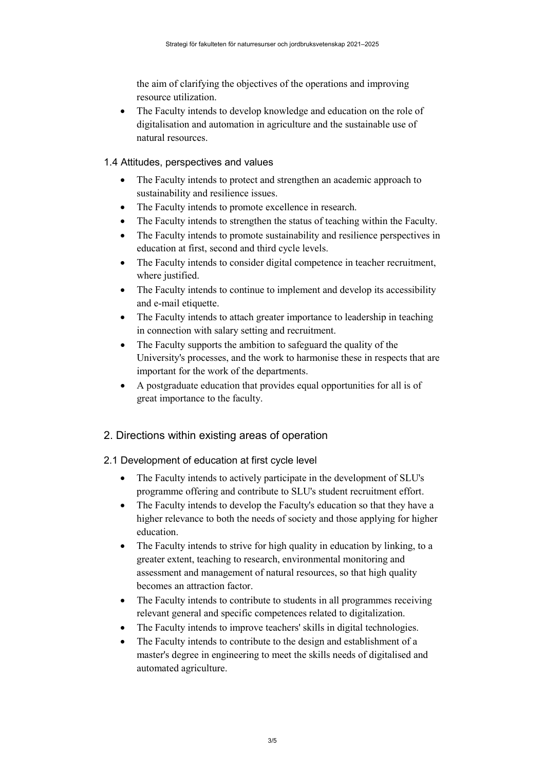the aim of clarifying the objectives of the operations and improving resource utilization.

- The Faculty intends to develop knowledge and education on the role of digitalisation and automation in agriculture and the sustainable use of natural resources.

### 1.4 Attitudes, perspectives and values

- The Faculty intends to protect and strengthen an academic approach to sustainability and resilience issues.
- The Faculty intends to promote excellence in research.
- The Faculty intends to strengthen the status of teaching within the Faculty.
- The Faculty intends to promote sustainability and resilience perspectives in education at first, second and third cycle levels.
- The Faculty intends to consider digital competence in teacher recruitment, where justified.
- The Faculty intends to continue to implement and develop its accessibility and e-mail etiquette.
- The Faculty intends to attach greater importance to leadership in teaching in connection with salary setting and recruitment.
- The Faculty supports the ambition to safeguard the quality of the University's processes, and the work to harmonise these in respects that are important for the work of the departments.
- A postgraduate education that provides equal opportunities for all is of great importance to the faculty.

## 2. Directions within existing areas of operation

### 2.1 Development of education at first cycle level

- The Faculty intends to actively participate in the development of SLU's programme offering and contribute to SLU's student recruitment effort.
- The Faculty intends to develop the Faculty's education so that they have a higher relevance to both the needs of society and those applying for higher education.
- The Faculty intends to strive for high quality in education by linking, to a greater extent, teaching to research, environmental monitoring and assessment and management of natural resources, so that high quality becomes an attraction factor.
- The Faculty intends to contribute to students in all programmes receiving relevant general and specific competences related to digitalization.
- The Faculty intends to improve teachers' skills in digital technologies.
- The Faculty intends to contribute to the design and establishment of a master's degree in engineering to meet the skills needs of digitalised and automated agriculture.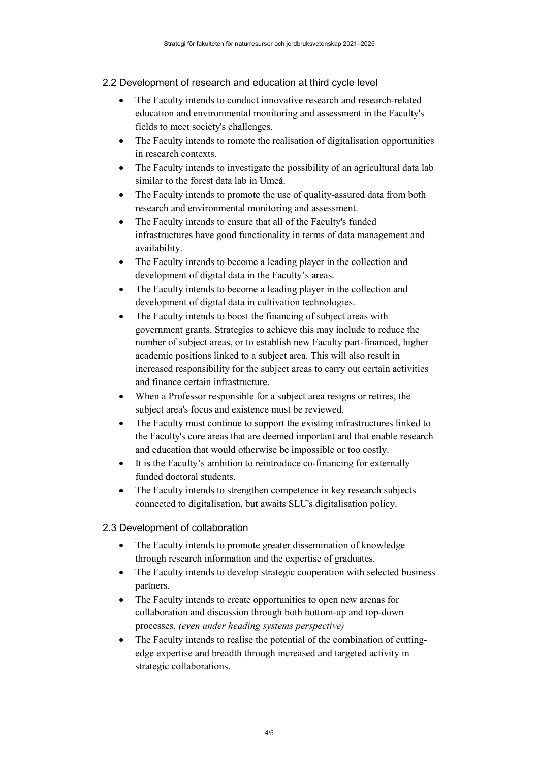## 2.2 Development of research and education at third cycle level

- The Faculty intends to conduct innovative research and research-related education and environmental monitoring and assessment in the Faculty's fields to meet society's challenges.
- The Faculty intends to romote the realisation of digitalisation opportunities in research contexts.
- The Faculty intends to investigate the possibility of an agricultural data lab similar to the forest data lab in Umeå.
- The Faculty intends to promote the use of quality-assured data from both research and environmental monitoring and assessment.
- The Faculty intends to ensure that all of the Faculty's funded infrastructures have good functionality in terms of data management and availability.
- The Faculty intends to become a leading player in the collection and development of digital data in the Faculty's areas.
- The Faculty intends to become a leading player in the collection and development of digital data in cultivation technologies.
- The Faculty intends to boost the financing of subject areas with government grants. Strategies to achieve this may include to reduce the number of subject areas, or to establish new Faculty part-financed, higher academic positions linked to a subject area. This will also result in increased responsibility for the subject areas to carry out certain activities and finance certain infrastructure.
- When a Professor responsible for a subject area resigns or retires, the subject area's focus and existence must be reviewed.
- The Faculty must continue to support the existing infrastructures linked to the Faculty's core areas that are deemed important and that enable research and education that would otherwise be impossible or too costly.
- It is the Faculty's ambition to reintroduce co-financing for externally funded doctoral students.
- The Faculty intends to strengthen competence in key research subjects connected to digitalisation, but awaits SLU's digitalisation policy.

## 2.3 Development of collaboration

- The Faculty intends to promote greater dissemination of knowledge through research information and the expertise of graduates.
- The Faculty intends to develop strategic cooperation with selected business partners.
- The Faculty intends to create opportunities to open new arenas for collaboration and discussion through both bottom-up and top-down processes. *(even under heading systems perspective)*
- The Faculty intends to realise the potential of the combination of cutting-edge expertise and breadth through increased and targeted activity in strategic collaborations.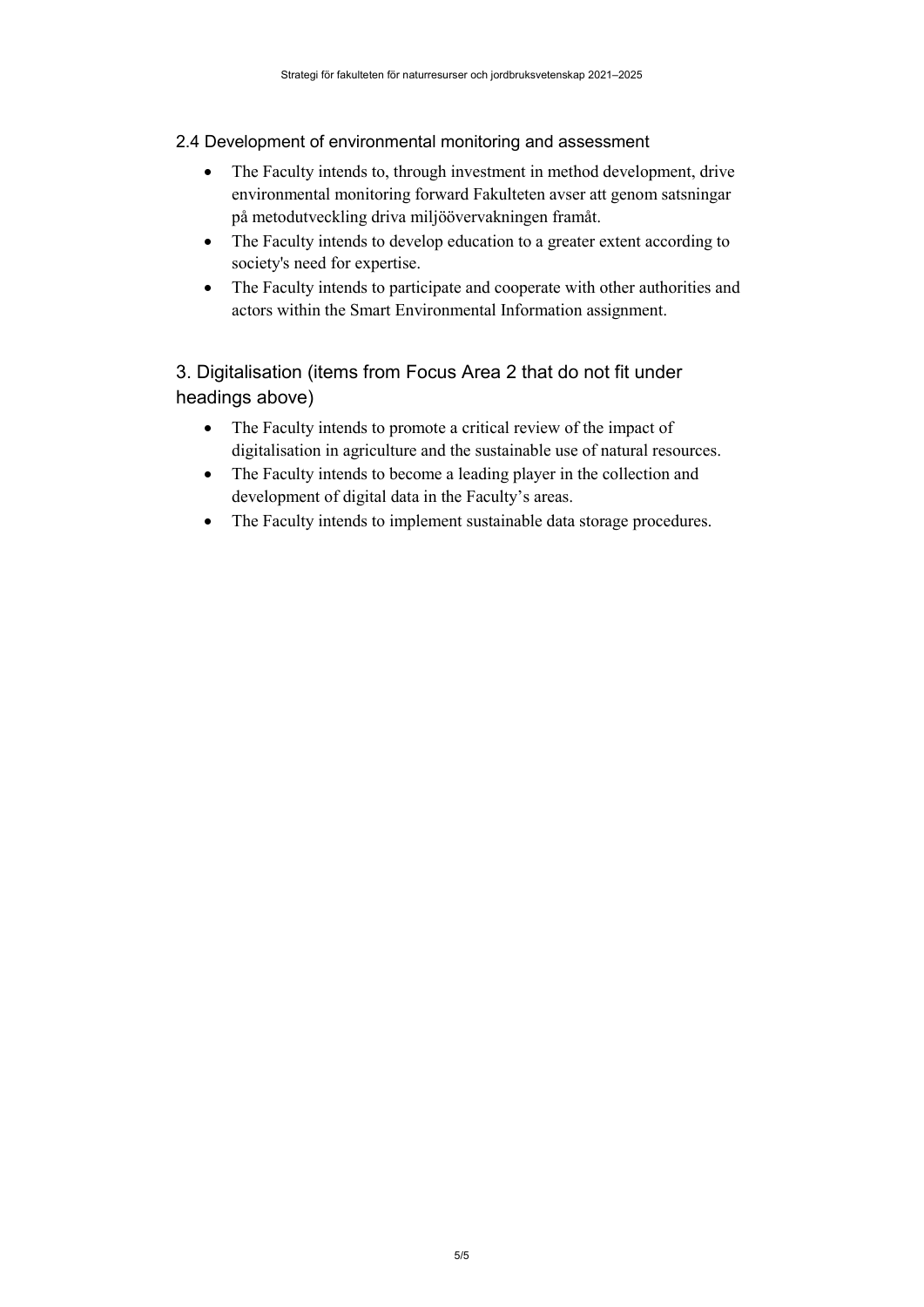### 2.4 Development of environmental monitoring and assessment

- The Faculty intends to, through investment in method development, drive environmental monitoring forward Fakulteten avser att genom satsningar på metodutveckling driva miljöövervakningen framåt.
- The Faculty intends to develop education to a greater extent according to society's need for expertise.
- The Faculty intends to participate and cooperate with other authorities and actors within the Smart Environmental Information assignment.

## 3. Digitalisation (items from Focus Area 2 that do not fit under headings above)

- The Faculty intends to promote a critical review of the impact of digitalisation in agriculture and the sustainable use of natural resources.
- The Faculty intends to become a leading player in the collection and development of digital data in the Faculty's areas.
- The Faculty intends to implement sustainable data storage procedures.